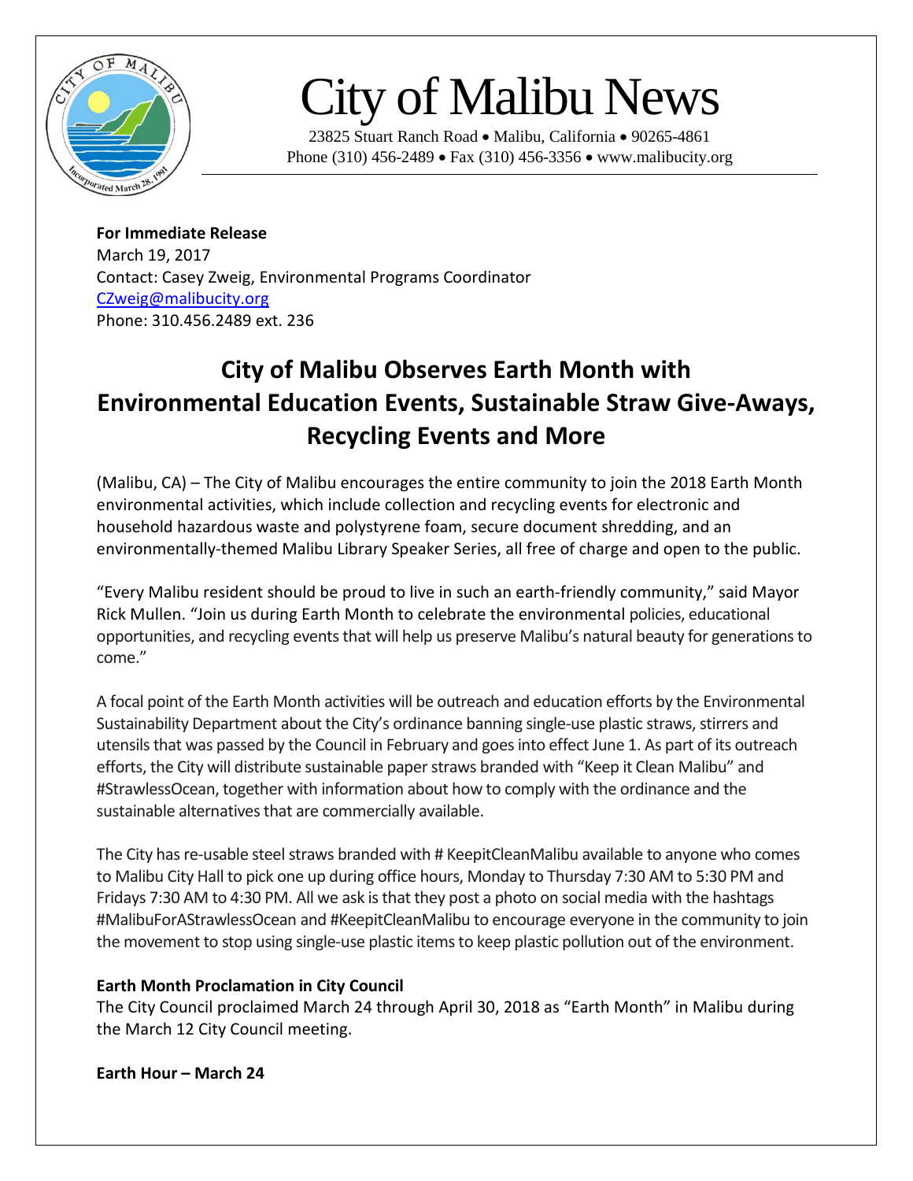# City of Malibu News

23825 Stuart Ranch Road • Malibu, California • 90265-4861
Phone (310) 456-2489 • Fax (310) 456-3356 • www.malibucity.org

**For Immediate Release**
March 19, 2017
Contact: Casey Zweig, Environmental Programs Coordinator
CZweig@malibucity.org
Phone: 310.456.2489 ext. 236

## City of Malibu Observes Earth Month with Environmental Education Events, Sustainable Straw Give-Aways, Recycling Events and More

(Malibu, CA) – The City of Malibu encourages the entire community to join the 2018 Earth Month environmental activities, which include collection and recycling events for electronic and household hazardous waste and polystyrene foam, secure document shredding, and an environmentally-themed Malibu Library Speaker Series, all free of charge and open to the public.

"Every Malibu resident should be proud to live in such an earth-friendly community," said Mayor Rick Mullen. "Join us during Earth Month to celebrate the environmental policies, educational opportunities, and recycling events that will help us preserve Malibu's natural beauty for generations to come."

A focal point of the Earth Month activities will be outreach and education efforts by the Environmental Sustainability Department about the City's ordinance banning single-use plastic straws, stirrers and utensils that was passed by the Council in February and goes into effect June 1. As part of its outreach efforts, the City will distribute sustainable paper straws branded with "Keep it Clean Malibu" and #StrawlessOcean, together with information about how to comply with the ordinance and the sustainable alternatives that are commercially available.

The City has re-usable steel straws branded with # KeepitCleanMalibu available to anyone who comes to Malibu City Hall to pick one up during office hours, Monday to Thursday 7:30 AM to 5:30 PM and Fridays 7:30 AM to 4:30 PM. All we ask is that they post a photo on social media with the hashtags #MalibuForAStrawlessOcean and #KeepitCleanMalibu to encourage everyone in the community to join the movement to stop using single-use plastic items to keep plastic pollution out of the environment.

**Earth Month Proclamation in City Council**
The City Council proclaimed March 24 through April 30, 2018 as "Earth Month" in Malibu during the March 12 City Council meeting.

**Earth Hour – March 24**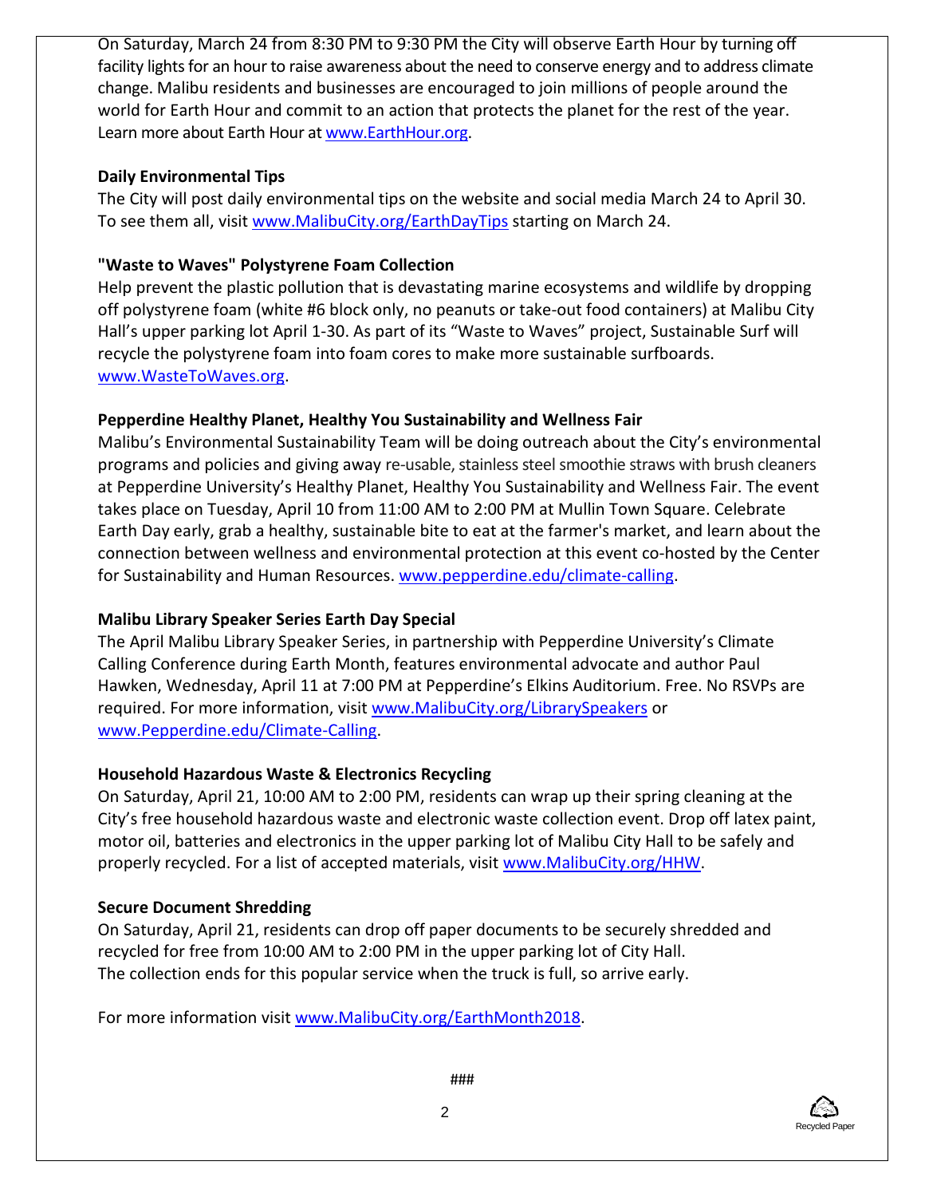On Saturday, March 24 from 8:30 PM to 9:30 PM the City will observe Earth Hour by turning off facility lights for an hour to raise awareness about the need to conserve energy and to address climate change. Malibu residents and businesses are encouraged to join millions of people around the world for Earth Hour and commit to an action that protects the planet for the rest of the year. Learn more about Earth Hour at www.EarthHour.org.

**Daily Environmental Tips**

The City will post daily environmental tips on the website and social media March 24 to April 30. To see them all, visit www.MalibuCity.org/EarthDayTips starting on March 24.

**"Waste to Waves" Polystyrene Foam Collection**

Help prevent the plastic pollution that is devastating marine ecosystems and wildlife by dropping off polystyrene foam (white #6 block only, no peanuts or take-out food containers) at Malibu City Hall's upper parking lot April 1-30. As part of its "Waste to Waves" project, Sustainable Surf will recycle the polystyrene foam into foam cores to make more sustainable surfboards. www.WasteToWaves.org.

**Pepperdine Healthy Planet, Healthy You Sustainability and Wellness Fair**

Malibu's Environmental Sustainability Team will be doing outreach about the City's environmental programs and policies and giving away re-usable, stainless steel smoothie straws with brush cleaners at Pepperdine University's Healthy Planet, Healthy You Sustainability and Wellness Fair. The event takes place on Tuesday, April 10 from 11:00 AM to 2:00 PM at Mullin Town Square. Celebrate Earth Day early, grab a healthy, sustainable bite to eat at the farmer's market, and learn about the connection between wellness and environmental protection at this event co-hosted by the Center for Sustainability and Human Resources. www.pepperdine.edu/climate-calling.

**Malibu Library Speaker Series Earth Day Special**

The April Malibu Library Speaker Series, in partnership with Pepperdine University's Climate Calling Conference during Earth Month, features environmental advocate and author Paul Hawken, Wednesday, April 11 at 7:00 PM at Pepperdine's Elkins Auditorium. Free. No RSVPs are required. For more information, visit www.MalibuCity.org/LibrarySpeakers or www.Pepperdine.edu/Climate-Calling.

**Household Hazardous Waste & Electronics Recycling**

On Saturday, April 21, 10:00 AM to 2:00 PM, residents can wrap up their spring cleaning at the City's free household hazardous waste and electronic waste collection event. Drop off latex paint, motor oil, batteries and electronics in the upper parking lot of Malibu City Hall to be safely and properly recycled. For a list of accepted materials, visit www.MalibuCity.org/HHW.

**Secure Document Shredding**

On Saturday, April 21, residents can drop off paper documents to be securely shredded and recycled for free from 10:00 AM to 2:00 PM in the upper parking lot of City Hall.
The collection ends for this popular service when the truck is full, so arrive early.

For more information visit www.MalibuCity.org/EarthMonth2018.

###

Recycled Paper